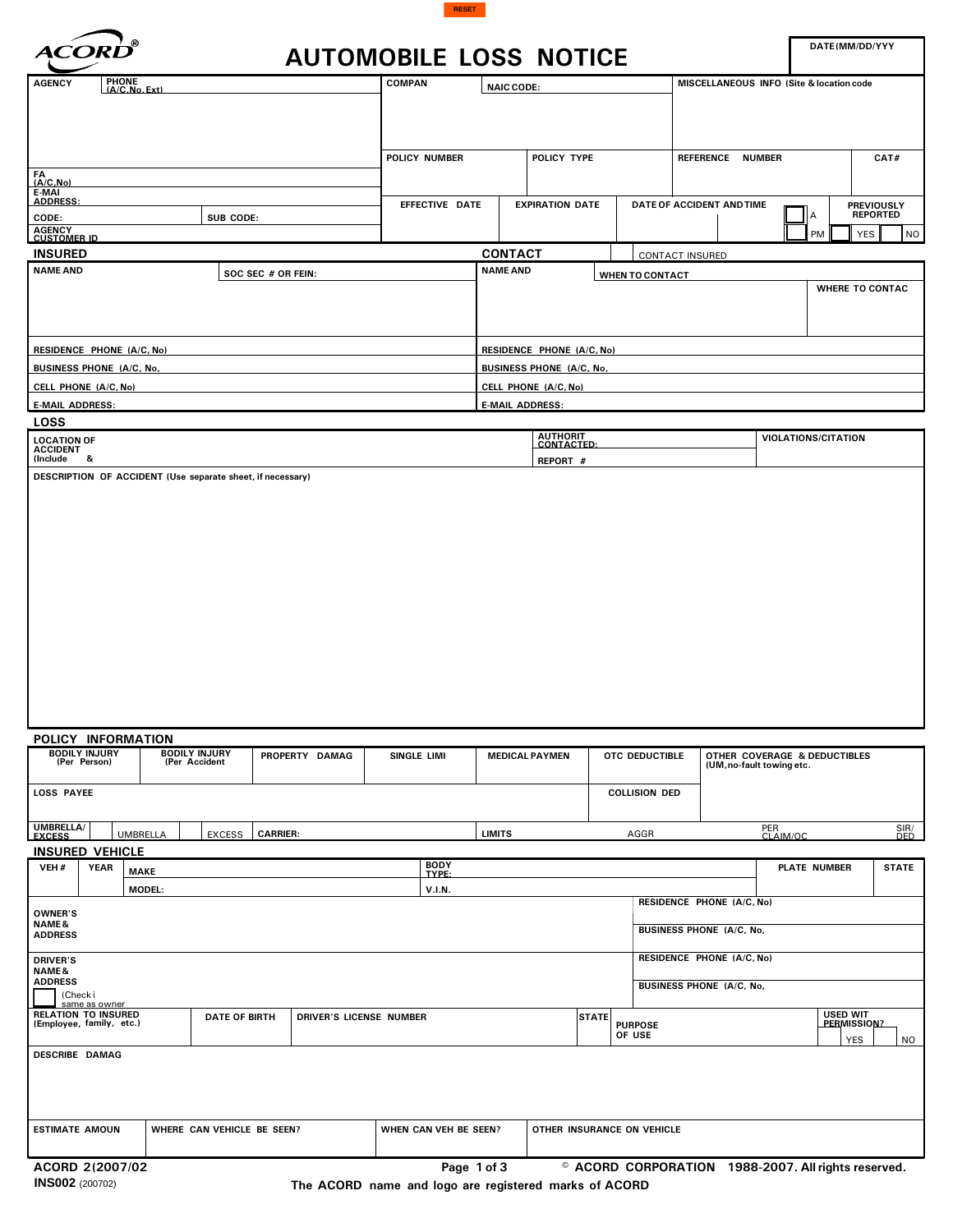RESET

ACORD®

# AUTOMOBILE LOSS NOTICE

| DATE (MM/DD/YYY |
|---|
| |

| AGENCY | PHONE (A/C, No, Ext) | COMPAN | NAIC CODE: | MISCELLANEOUS INFO (Site & location code |
|---|---|---|---|---|
| | | POLICY NUMBER | POLICY TYPE | REFERENCE NUMBER / CAT# |
| FA (A/C, No) | | | | |
| E-MAI ADDRESS: | | EFFECTIVE DATE | EXPIRATION DATE | DATE OF ACCIDENT AND TIME: A / PM — PREVIOUSLY REPORTED: YES / NO |
| CODE: | SUB CODE: | | | |
| AGENCY CUSTOMER ID | | | | |

## INSURED

| NAME AND | SOC SEC # OR FEIN: |
|---|---|
| RESIDENCE PHONE (A/C, No) | |
| BUSINESS PHONE (A/C, No, | |
| CELL PHONE (A/C, No) | |
| E-MAIL ADDRESS: | |

## CONTACT

CONTACT INSURED

| NAME AND | WHEN TO CONTACT | WHERE TO CONTAC |
|---|---|---|
| RESIDENCE PHONE (A/C, No) | | |
| BUSINESS PHONE (A/C, No, | | |
| CELL PHONE (A/C, No) | | |
| E-MAIL ADDRESS: | | |

## LOSS

| LOCATION OF ACCIDENT (Include & | AUTHORIT CONTACTED: | VIOLATIONS/CITATION |
|---|---|---|
| | REPORT # | |

DESCRIPTION OF ACCIDENT (Use separate sheet, if necessary)

## POLICY INFORMATION

| BODILY INJURY (Per Person) | BODILY INJURY (Per Accident | PROPERTY DAMAG | SINGLE LIMI | MEDICAL PAYMEN | OTC DEDUCTIBLE | OTHER COVERAGE & DEDUCTIBLES (UM, no-fault towing etc. |
|---|---|---|---|---|---|---|
| LOSS PAYEE | | | | | COLLISION DED | |
| UMBRELLA/ EXCESS | UMBRELLA | EXCESS | CARRIER: | LIMITS | AGGR | PER CLAIM/OC — SIR/ DED |

## INSURED VEHICLE

| VEH # | YEAR | MAKE | BODY TYPE: | PLATE NUMBER | STATE |
|---|---|---|---|---|---|
| | | MODEL: | V.I.N. | | |

| OWNER'S NAME & ADDRESS | RESIDENCE PHONE (A/C, No) |
|---|---|
| | BUSINESS PHONE (A/C, No, |
| DRIVER'S NAME & ADDRESS (Check i same as owner | RESIDENCE PHONE (A/C, No) |
| | BUSINESS PHONE (A/C, No, |

| RELATION TO INSURED (Employee, family, etc.) | DATE OF BIRTH | DRIVER'S LICENSE NUMBER | STATE | PURPOSE OF USE | USED WIT PERMISSION? YES / NO |
|---|---|---|---|---|---|

DESCRIBE DAMAG

| ESTIMATE AMOUN | WHERE CAN VEHICLE BE SEEN? | WHEN CAN VEH BE SEEN? | OTHER INSURANCE ON VEHICLE |
|---|---|---|---|

ACORD 2(2007/02
INS002 (200702)

© ACORD CORPORATION 1988-2007. All rights reserved.

The ACORD name and logo are registered marks of ACORD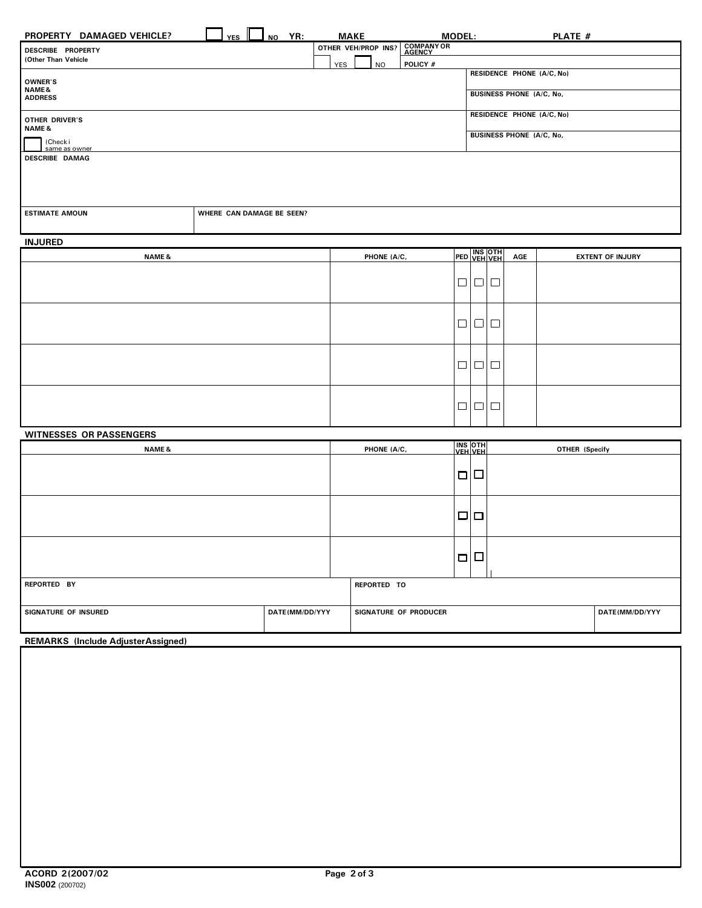| PROPERTY DAMAGED VEHICLE? | ☐ YES ☐ NO | YR: | MAKE | MODEL: | PLATE # |
|---|---|---|---|---|---|

| | | |
|---|---|---|
| DESCRIBE PROPERTY (Other Than Vehicle | OTHER VEH/PROP INS? ☐ YES ☐ NO | COMPANY OR AGENCY |
| | | POLICY # |

| | |
|---|---|
| OWNER'S NAME & ADDRESS | RESIDENCE PHONE (A/C, No) |
| | BUSINESS PHONE (A/C, No, |
| OTHER DRIVER'S NAME & ☐ (Check i same as owner | RESIDENCE PHONE (A/C, No) |
| | BUSINESS PHONE (A/C, No, |

DESCRIBE DAMAG

| | |
|---|---|
| ESTIMATE AMOUN | WHERE CAN DAMAGE BE SEEN? |

**INJURED**

| NAME & | PHONE (A/C, | PED | INS VEH | OTH VEH | AGE | EXTENT OF INJURY |
|---|---|---|---|---|---|---|
| | | ☐ | ☐ | ☐ | | |
| | | ☐ | ☐ | ☐ | | |
| | | ☐ | ☐ | ☐ | | |
| | | ☐ | ☐ | ☐ | | |

**WITNESSES OR PASSENGERS**

| NAME & | PHONE (A/C, | INS VEH | OTH VEH | OTHER (Specify |
|---|---|---|---|---|
| | | ☐ | ☐ | |
| | | ☐ | ☐ | |
| | | ☐ | ☐ | |

| | | | |
|---|---|---|---|
| REPORTED BY | | REPORTED TO | |
| SIGNATURE OF INSURED | DATE(MM/DD/YYY | SIGNATURE OF PRODUCER | DATE(MM/DD/YYY |

**REMARKS (Include AdjusterAssigned)**

ACORD 2(2007/02
INS002 (200702)